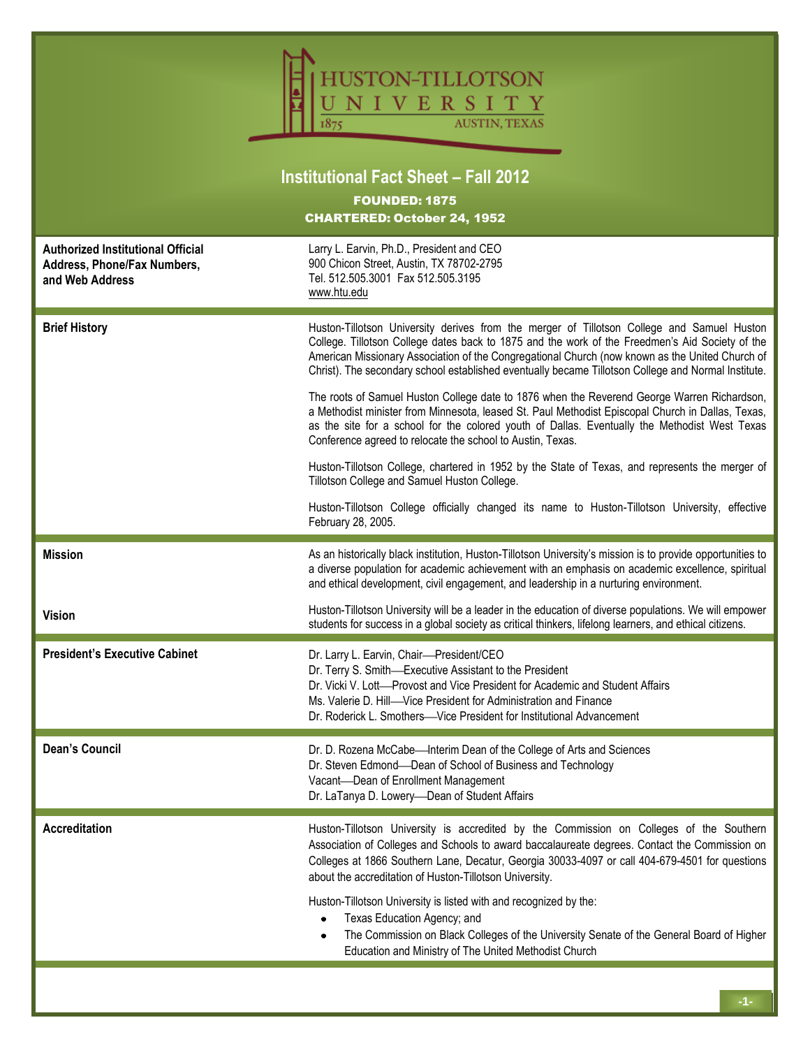# HUSTON-TILLOTSON UNIVERSITY

1875 AUSTIN, TEXAS

## Institutional Fact Sheet – Fall 2012

**FOUNDED: 1875**

**CHARTERED: October 24, 1952**

| | |
|---|---|
| **Authorized Institutional Official Address, Phone/Fax Numbers, and Web Address** | Larry L. Earvin, Ph.D., President and CEO<br>900 Chicon Street, Austin, TX 78702-2795<br>Tel. 512.505.3001 Fax 512.505.3195<br>www.htu.edu |
| **Brief History** | Huston-Tillotson University derives from the merger of Tillotson College and Samuel Huston College. Tillotson College dates back to 1875 and the work of the Freedmen's Aid Society of the American Missionary Association of the Congregational Church (now known as the United Church of Christ). The secondary school established eventually became Tillotson College and Normal Institute.<br><br>The roots of Samuel Huston College date to 1876 when the Reverend George Warren Richardson, a Methodist minister from Minnesota, leased St. Paul Methodist Episcopal Church in Dallas, Texas, as the site for a school for the colored youth of Dallas. Eventually the Methodist West Texas Conference agreed to relocate the school to Austin, Texas.<br><br>Huston-Tillotson College, chartered in 1952 by the State of Texas, and represents the merger of Tillotson College and Samuel Huston College.<br><br>Huston-Tillotson College officially changed its name to Huston-Tillotson University, effective February 28, 2005. |
| **Mission** | As an historically black institution, Huston-Tillotson University's mission is to provide opportunities to a diverse population for academic achievement with an emphasis on academic excellence, spiritual and ethical development, civil engagement, and leadership in a nurturing environment. |
| **Vision** | Huston-Tillotson University will be a leader in the education of diverse populations. We will empower students for success in a global society as critical thinkers, lifelong learners, and ethical citizens. |
| **President's Executive Cabinet** | Dr. Larry L. Earvin, Chair—President/CEO<br>Dr. Terry S. Smith—Executive Assistant to the President<br>Dr. Vicki V. Lott—Provost and Vice President for Academic and Student Affairs<br>Ms. Valerie D. Hill—Vice President for Administration and Finance<br>Dr. Roderick L. Smothers—Vice President for Institutional Advancement |
| **Dean's Council** | Dr. D. Rozena McCabe—Interim Dean of the College of Arts and Sciences<br>Dr. Steven Edmond—Dean of School of Business and Technology<br>Vacant—Dean of Enrollment Management<br>Dr. LaTanya D. Lowery—Dean of Student Affairs |
| **Accreditation** | Huston-Tillotson University is accredited by the Commission on Colleges of the Southern Association of Colleges and Schools to award baccalaureate degrees. Contact the Commission on Colleges at 1866 Southern Lane, Decatur, Georgia 30033-4097 or call 404-679-4501 for questions about the accreditation of Huston-Tillotson University.<br><br>Huston-Tillotson University is listed with and recognized by the:<br>• Texas Education Agency; and<br>• The Commission on Black Colleges of the University Senate of the General Board of Higher Education and Ministry of The United Methodist Church |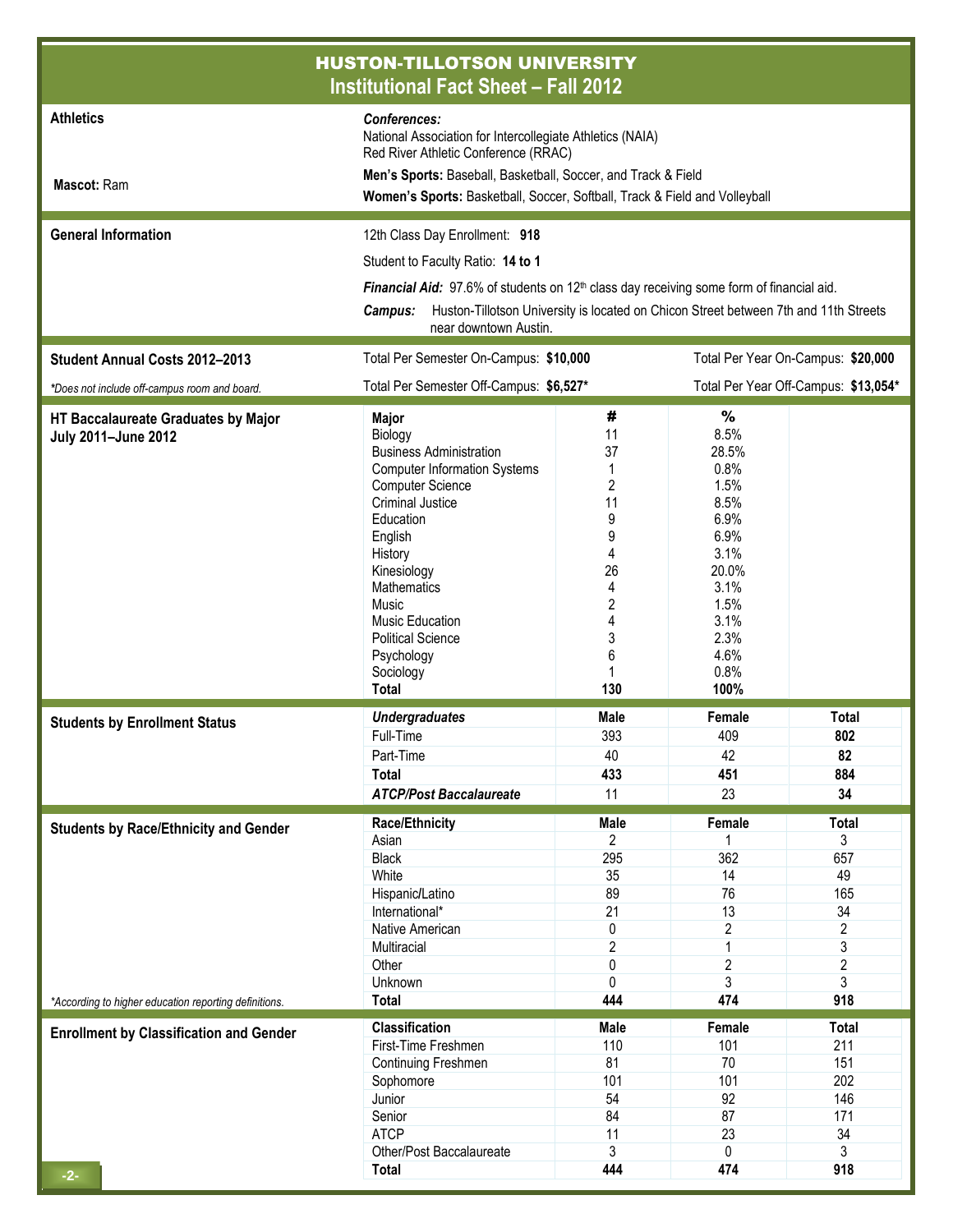# HUSTON-TILLOTSON UNIVERSITY
## Institutional Fact Sheet – Fall 2012

### Athletics

**Mascot:** Ram

***Conferences:***
National Association for Intercollegiate Athletics (NAIA)
Red River Athletic Conference (RRAC)

**Men's Sports:** Baseball, Basketball, Soccer, and Track & Field

**Women's Sports:** Basketball, Soccer, Softball, Track & Field and Volleyball

### General Information

12th Class Day Enrollment: **918**

Student to Faculty Ratio: **14 to 1**

***Financial Aid:*** 97.6% of students on 12th class day receiving some form of financial aid.

***Campus:*** Huston-Tillotson University is located on Chicon Street between 7th and 11th Streets near downtown Austin.

### Student Annual Costs 2012–2013

*\*Does not include off-campus room and board.*

| | |
|---|---|
| Total Per Semester On-Campus: **$10,000** | Total Per Year On-Campus: **$20,000** |
| Total Per Semester Off-Campus: **$6,527\*** | Total Per Year Off-Campus: **$13,054\*** |

### HT Baccalaureate Graduates by Major July 2011–June 2012

| Major | # | % |
|---|---|---|
| Biology | 11 | 8.5% |
| Business Administration | 37 | 28.5% |
| Computer Information Systems | 1 | 0.8% |
| Computer Science | 2 | 1.5% |
| Criminal Justice | 11 | 8.5% |
| Education | 9 | 6.9% |
| English | 9 | 6.9% |
| History | 4 | 3.1% |
| Kinesiology | 26 | 20.0% |
| Mathematics | 4 | 3.1% |
| Music | 2 | 1.5% |
| Music Education | 4 | 3.1% |
| Political Science | 3 | 2.3% |
| Psychology | 6 | 4.6% |
| Sociology | 1 | 0.8% |
| **Total** | **130** | **100%** |

### Students by Enrollment Status

| ***Undergraduates*** | **Male** | **Female** | **Total** |
|---|---|---|---|
| Full-Time | 393 | 409 | **802** |
| Part-Time | 40 | 42 | **82** |
| **Total** | **433** | **451** | **884** |
| ***ATCP/Post Baccalaureate*** | 11 | 23 | **34** |

### Students by Race/Ethnicity and Gender

| Race/Ethnicity | Male | Female | Total |
|---|---|---|---|
| Asian | 2 | 1 | 3 |
| Black | 295 | 362 | 657 |
| White | 35 | 14 | 49 |
| Hispanic/Latino | 89 | 76 | 165 |
| International* | 21 | 13 | 34 |
| Native American | 0 | 2 | 2 |
| Multiracial | 2 | 1 | 3 |
| Other | 0 | 2 | 2 |
| Unknown | 0 | 3 | 3 |
| **Total** | **444** | **474** | **918** |

*\*According to higher education reporting definitions.*

### Enrollment by Classification and Gender

| Classification | Male | Female | Total |
|---|---|---|---|
| First-Time Freshmen | 110 | 101 | 211 |
| Continuing Freshmen | 81 | 70 | 151 |
| Sophomore | 101 | 101 | 202 |
| Junior | 54 | 92 | 146 |
| Senior | 84 | 87 | 171 |
| ATCP | 11 | 23 | 34 |
| Other/Post Baccalaureate | 3 | 0 | 3 |
| **Total** | **444** | **474** | **918** |